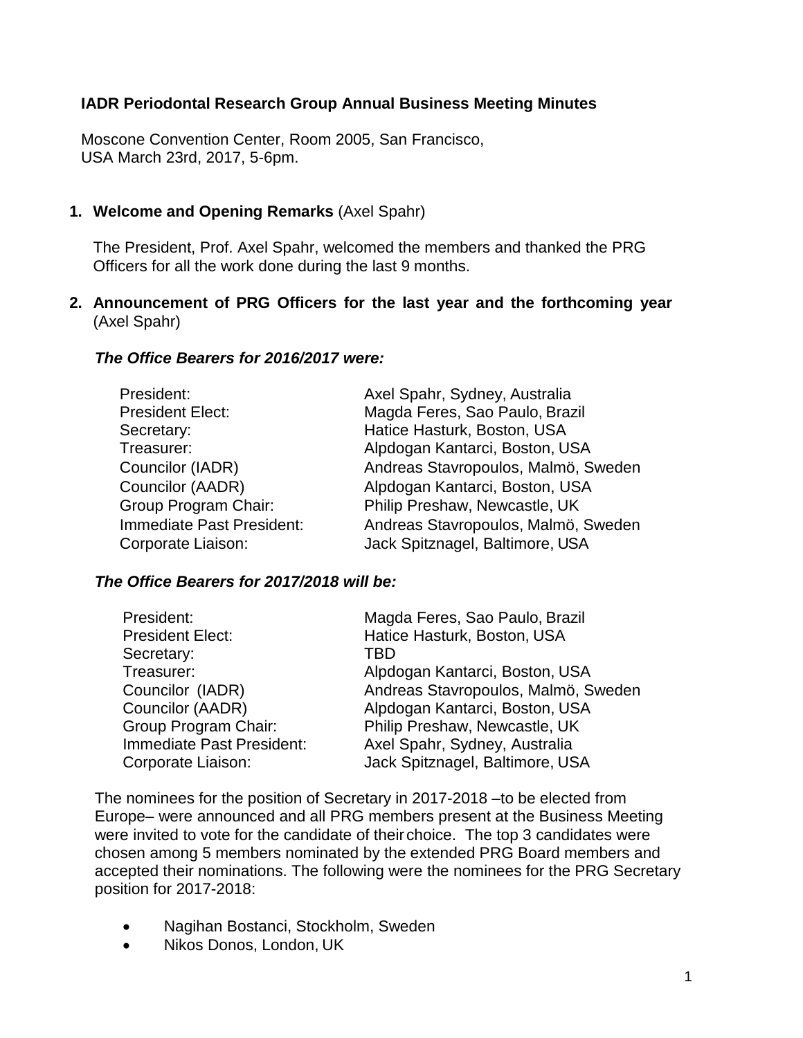# IADR Periodontal Research Group Annual Business Meeting Minutes

Moscone Convention Center, Room 2005, San Francisco, USA March 23rd, 2017, 5-6pm.

## 1. Welcome and Opening Remarks (Axel Spahr)

The President, Prof. Axel Spahr, welcomed the members and thanked the PRG Officers for all the work done during the last 9 months.

## 2. Announcement of PRG Officers for the last year and the forthcoming year (Axel Spahr)

### *The Office Bearers for 2016/2017 were:*

| | |
|---|---|
| President: | Axel Spahr, Sydney, Australia |
| President Elect: | Magda Feres, Sao Paulo, Brazil |
| Secretary: | Hatice Hasturk, Boston, USA |
| Treasurer: | Alpdogan Kantarci, Boston, USA |
| Councilor (IADR) | Andreas Stavropoulos, Malmö, Sweden |
| Councilor (AADR) | Alpdogan Kantarci, Boston, USA |
| Group Program Chair: | Philip Preshaw, Newcastle, UK |
| Immediate Past President: | Andreas Stavropoulos, Malmö, Sweden |
| Corporate Liaison: | Jack Spitznagel, Baltimore, USA |

### *The Office Bearers for 2017/2018 will be:*

| | |
|---|---|
| President: | Magda Feres, Sao Paulo, Brazil |
| President Elect: | Hatice Hasturk, Boston, USA |
| Secretary: | TBD |
| Treasurer: | Alpdogan Kantarci, Boston, USA |
| Councilor (IADR) | Andreas Stavropoulos, Malmö, Sweden |
| Councilor (AADR) | Alpdogan Kantarci, Boston, USA |
| Group Program Chair: | Philip Preshaw, Newcastle, UK |
| Immediate Past President: | Axel Spahr, Sydney, Australia |
| Corporate Liaison: | Jack Spitznagel, Baltimore, USA |

The nominees for the position of Secretary in 2017-2018 –to be elected from Europe– were announced and all PRG members present at the Business Meeting were invited to vote for the candidate of their choice. The top 3 candidates were chosen among 5 members nominated by the extended PRG Board members and accepted their nominations. The following were the nominees for the PRG Secretary position for 2017-2018:

- Nagihan Bostanci, Stockholm, Sweden
- Nikos Donos, London, UK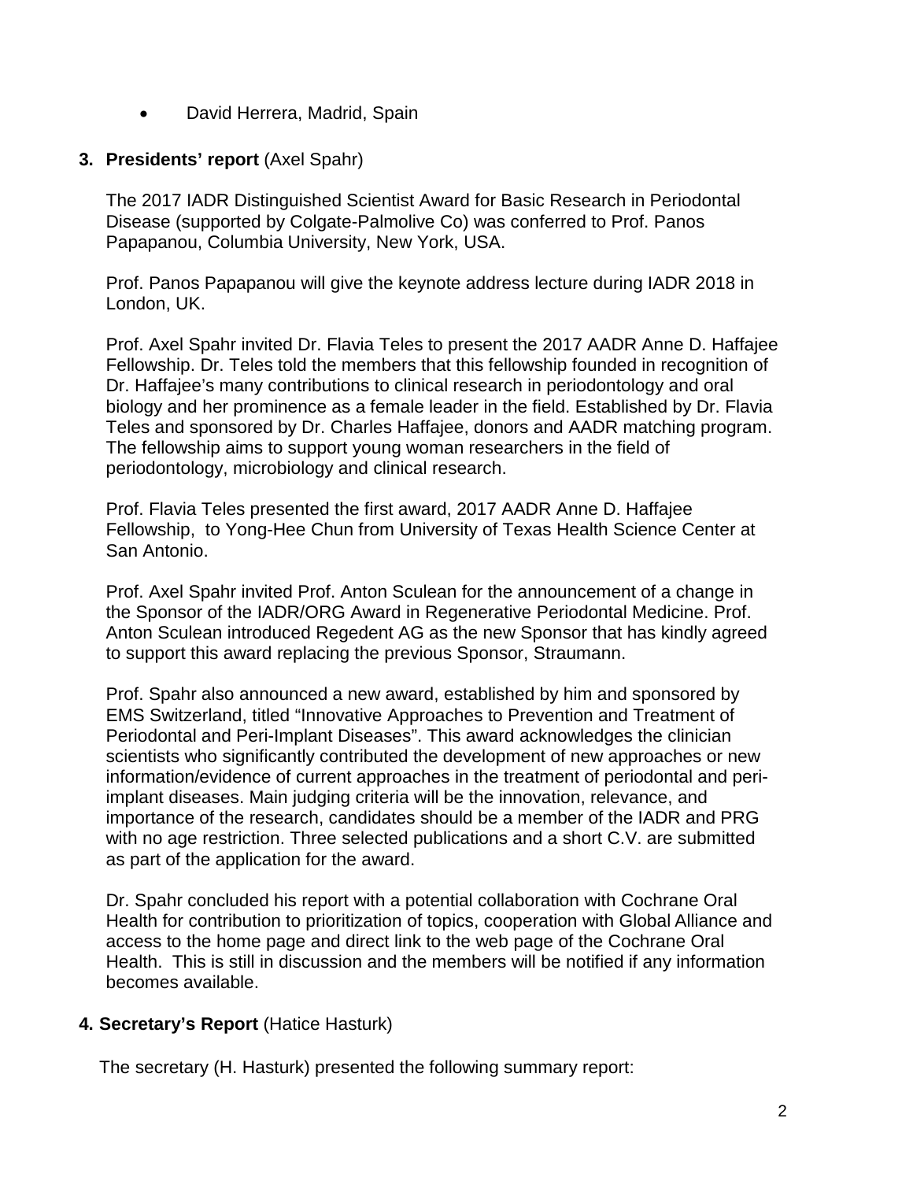- David Herrera, Madrid, Spain

**3. Presidents' report** (Axel Spahr)

The 2017 IADR Distinguished Scientist Award for Basic Research in Periodontal Disease (supported by Colgate-Palmolive Co) was conferred to Prof. Panos Papapanou, Columbia University, New York, USA.

Prof. Panos Papapanou will give the keynote address lecture during IADR 2018 in London, UK.

Prof. Axel Spahr invited Dr. Flavia Teles to present the 2017 AADR Anne D. Haffajee Fellowship. Dr. Teles told the members that this fellowship founded in recognition of Dr. Haffajee's many contributions to clinical research in periodontology and oral biology and her prominence as a female leader in the field. Established by Dr. Flavia Teles and sponsored by Dr. Charles Haffajee, donors and AADR matching program. The fellowship aims to support young woman researchers in the field of periodontology, microbiology and clinical research.

Prof. Flavia Teles presented the first award, 2017 AADR Anne D. Haffajee Fellowship, to Yong-Hee Chun from University of Texas Health Science Center at San Antonio.

Prof. Axel Spahr invited Prof. Anton Sculean for the announcement of a change in the Sponsor of the IADR/ORG Award in Regenerative Periodontal Medicine. Prof. Anton Sculean introduced Regedent AG as the new Sponsor that has kindly agreed to support this award replacing the previous Sponsor, Straumann.

Prof. Spahr also announced a new award, established by him and sponsored by EMS Switzerland, titled "Innovative Approaches to Prevention and Treatment of Periodontal and Peri-Implant Diseases". This award acknowledges the clinician scientists who significantly contributed the development of new approaches or new information/evidence of current approaches in the treatment of periodontal and peri-implant diseases. Main judging criteria will be the innovation, relevance, and importance of the research, candidates should be a member of the IADR and PRG with no age restriction. Three selected publications and a short C.V. are submitted as part of the application for the award.

Dr. Spahr concluded his report with a potential collaboration with Cochrane Oral Health for contribution to prioritization of topics, cooperation with Global Alliance and access to the home page and direct link to the web page of the Cochrane Oral Health. This is still in discussion and the members will be notified if any information becomes available.

**4. Secretary's Report** (Hatice Hasturk)

The secretary (H. Hasturk) presented the following summary report: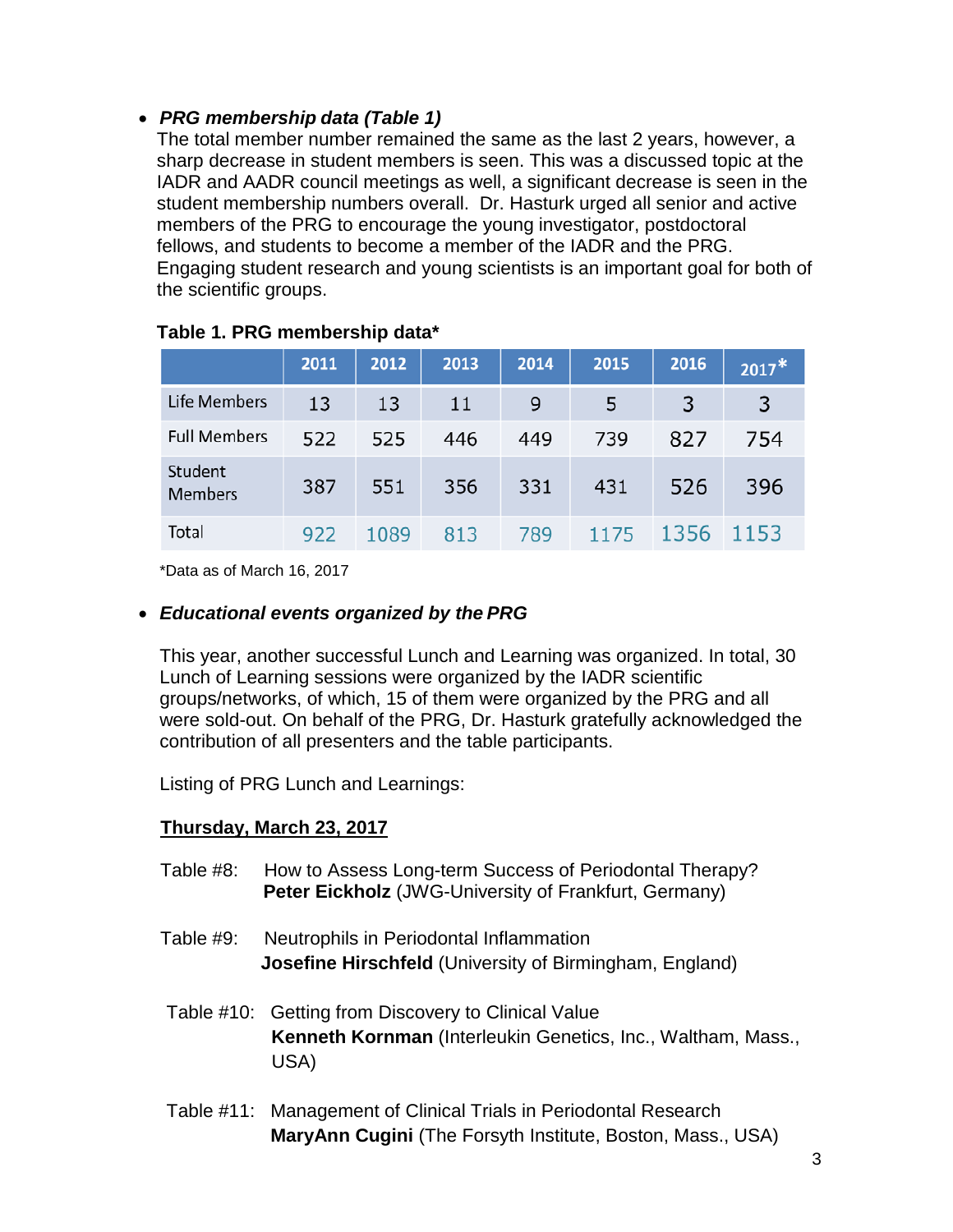- ***PRG membership data (Table 1)***
  The total member number remained the same as the last 2 years, however, a sharp decrease in student members is seen. This was a discussed topic at the IADR and AADR council meetings as well, a significant decrease is seen in the student membership numbers overall. Dr. Hasturk urged all senior and active members of the PRG to encourage the young investigator, postdoctoral fellows, and students to become a member of the IADR and the PRG. Engaging student research and young scientists is an important goal for both of the scientific groups.

**Table 1. PRG membership data***

| | 2011 | 2012 | 2013 | 2014 | 2015 | 2016 | 2017* |
|---|---|---|---|---|---|---|---|
| Life Members | 13 | 13 | 11 | 9 | 5 | 3 | 3 |
| Full Members | 522 | 525 | 446 | 449 | 739 | 827 | 754 |
| Student Members | 387 | 551 | 356 | 331 | 431 | 526 | 396 |
| Total | 922 | 1089 | 813 | 789 | 1175 | 1356 | 1153 |

*Data as of March 16, 2017

- ***Educational events organized by the PRG***

  This year, another successful Lunch and Learning was organized. In total, 30 Lunch of Learning sessions were organized by the IADR scientific groups/networks, of which, 15 of them were organized by the PRG and all were sold-out. On behalf of the PRG, Dr. Hasturk gratefully acknowledged the contribution of all presenters and the table participants.

  Listing of PRG Lunch and Learnings:

  **<u>Thursday, March 23, 2017</u>**

  Table #8: How to Assess Long-term Success of Periodontal Therapy?
  **Peter Eickholz** (JWG-University of Frankfurt, Germany)

  Table #9: Neutrophils in Periodontal Inflammation
  **Josefine Hirschfeld** (University of Birmingham, England)

  Table #10: Getting from Discovery to Clinical Value
  **Kenneth Kornman** (Interleukin Genetics, Inc., Waltham, Mass., USA)

  Table #11: Management of Clinical Trials in Periodontal Research
  **MaryAnn Cugini** (The Forsyth Institute, Boston, Mass., USA)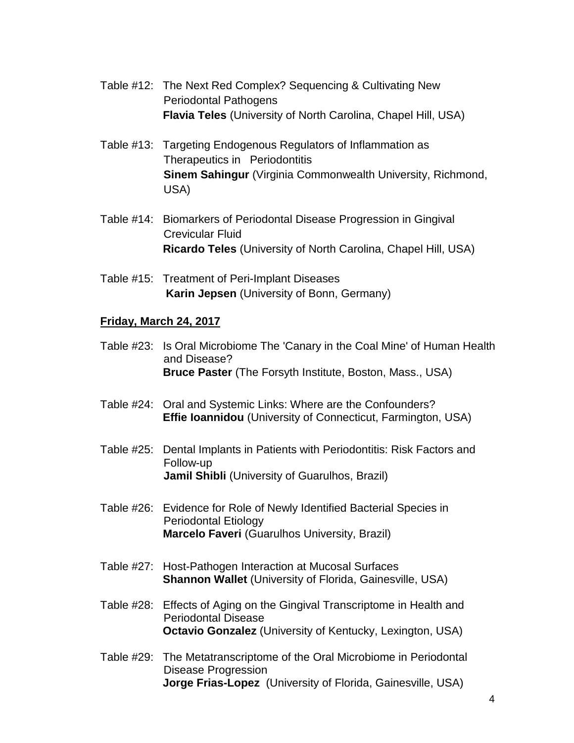Table #12: The Next Red Complex? Sequencing & Cultivating New Periodontal Pathogens
**Flavia Teles** (University of North Carolina, Chapel Hill, USA)

Table #13: Targeting Endogenous Regulators of Inflammation as Therapeutics in Periodontitis
**Sinem Sahingur** (Virginia Commonwealth University, Richmond, USA)

Table #14: Biomarkers of Periodontal Disease Progression in Gingival Crevicular Fluid
**Ricardo Teles** (University of North Carolina, Chapel Hill, USA)

Table #15: Treatment of Peri-Implant Diseases
**Karin Jepsen** (University of Bonn, Germany)

**Friday, March 24, 2017**

Table #23: Is Oral Microbiome The 'Canary in the Coal Mine' of Human Health and Disease?
**Bruce Paster** (The Forsyth Institute, Boston, Mass., USA)

Table #24: Oral and Systemic Links: Where are the Confounders?
**Effie Ioannidou** (University of Connecticut, Farmington, USA)

Table #25: Dental Implants in Patients with Periodontitis: Risk Factors and Follow-up
**Jamil Shibli** (University of Guarulhos, Brazil)

Table #26: Evidence for Role of Newly Identified Bacterial Species in Periodontal Etiology
**Marcelo Faveri** (Guarulhos University, Brazil)

Table #27: Host-Pathogen Interaction at Mucosal Surfaces
**Shannon Wallet** (University of Florida, Gainesville, USA)

Table #28: Effects of Aging on the Gingival Transcriptome in Health and Periodontal Disease
**Octavio Gonzalez** (University of Kentucky, Lexington, USA)

Table #29: The Metatranscriptome of the Oral Microbiome in Periodontal Disease Progression
**Jorge Frias-Lopez** (University of Florida, Gainesville, USA)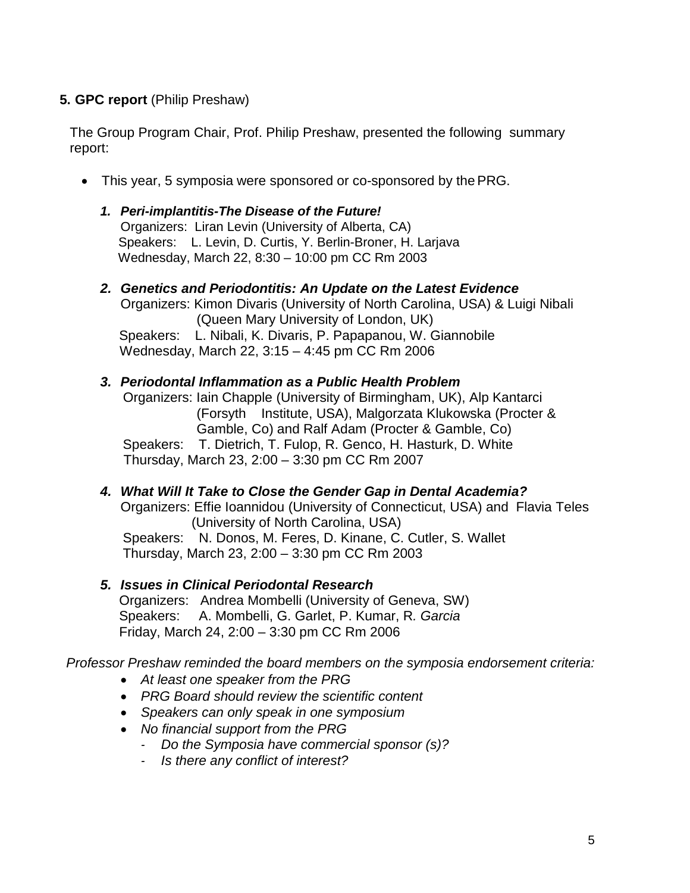**5. GPC report** (Philip Preshaw)

The Group Program Chair, Prof. Philip Preshaw, presented the following summary report:

- This year, 5 symposia were sponsored or co-sponsored by the PRG.

1. ***Peri-implantitis-The Disease of the Future!***
   Organizers: Liran Levin (University of Alberta, CA)
   Speakers: L. Levin, D. Curtis, Y. Berlin-Broner, H. Larjava
   Wednesday, March 22, 8:30 – 10:00 pm CC Rm 2003

2. ***Genetics and Periodontitis: An Update on the Latest Evidence***
   Organizers: Kimon Divaris (University of North Carolina, USA) & Luigi Nibali (Queen Mary University of London, UK)
   Speakers: L. Nibali, K. Divaris, P. Papapanou, W. Giannobile
   Wednesday, March 22, 3:15 – 4:45 pm CC Rm 2006

3. ***Periodontal Inflammation as a Public Health Problem***
   Organizers: Iain Chapple (University of Birmingham, UK), Alp Kantarci (Forsyth Institute, USA), Malgorzata Klukowska (Procter & Gamble, Co) and Ralf Adam (Procter & Gamble, Co)
   Speakers: T. Dietrich, T. Fulop, R. Genco, H. Hasturk, D. White
   Thursday, March 23, 2:00 – 3:30 pm CC Rm 2007

4. ***What Will It Take to Close the Gender Gap in Dental Academia?***
   Organizers: Effie Ioannidou (University of Connecticut, USA) and Flavia Teles (University of North Carolina, USA)
   Speakers: N. Donos, M. Feres, D. Kinane, C. Cutler, S. Wallet
   Thursday, March 23, 2:00 – 3:30 pm CC Rm 2003

5. ***Issues in Clinical Periodontal Research***
   Organizers: Andrea Mombelli (University of Geneva, SW)
   Speakers: A. Mombelli, G. Garlet, P. Kumar, R. *Garcia*
   Friday, March 24, 2:00 – 3:30 pm CC Rm 2006

*Professor Preshaw reminded the board members on the symposia endorsement criteria:*

- *At least one speaker from the PRG*
- *PRG Board should review the scientific content*
- *Speakers can only speak in one symposium*
- *No financial support from the PRG*
  - *Do the Symposia have commercial sponsor (s)?*
  - *Is there any conflict of interest?*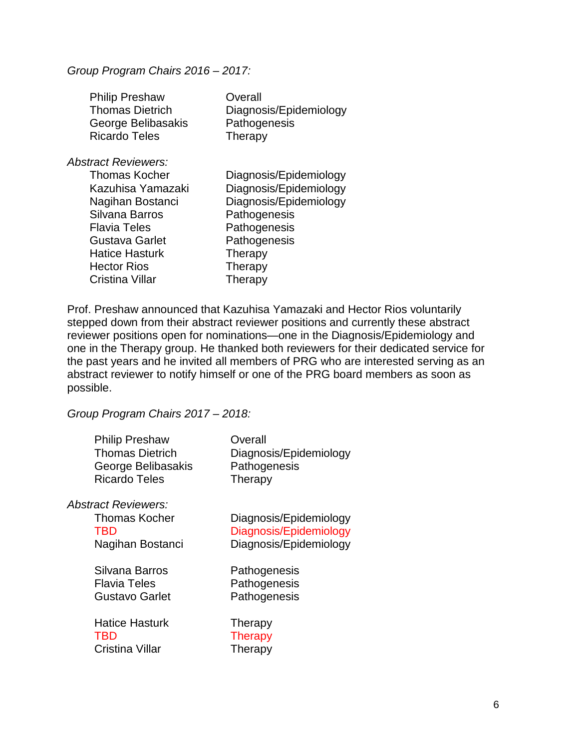*Group Program Chairs 2016 – 2017:*

| | |
|---|---|
| Philip Preshaw | Overall |
| Thomas Dietrich | Diagnosis/Epidemiology |
| George Belibasakis | Pathogenesis |
| Ricardo Teles | Therapy |

*Abstract Reviewers:*

| | |
|---|---|
| Thomas Kocher | Diagnosis/Epidemiology |
| Kazuhisa Yamazaki | Diagnosis/Epidemiology |
| Nagihan Bostanci | Diagnosis/Epidemiology |
| Silvana Barros | Pathogenesis |
| Flavia Teles | Pathogenesis |
| Gustava Garlet | Pathogenesis |
| Hatice Hasturk | Therapy |
| Hector Rios | Therapy |
| Cristina Villar | Therapy |

Prof. Preshaw announced that Kazuhisa Yamazaki and Hector Rios voluntarily stepped down from their abstract reviewer positions and currently these abstract reviewer positions open for nominations—one in the Diagnosis/Epidemiology and one in the Therapy group. He thanked both reviewers for their dedicated service for the past years and he invited all members of PRG who are interested serving as an abstract reviewer to notify himself or one of the PRG board members as soon as possible.

*Group Program Chairs 2017 – 2018:*

| | |
|---|---|
| Philip Preshaw | Overall |
| Thomas Dietrich | Diagnosis/Epidemiology |
| George Belibasakis | Pathogenesis |
| Ricardo Teles | Therapy |

*Abstract Reviewers:*

| | |
|---|---|
| Thomas Kocher | Diagnosis/Epidemiology |
| TBD | Diagnosis/Epidemiology |
| Nagihan Bostanci | Diagnosis/Epidemiology |
| Silvana Barros | Pathogenesis |
| Flavia Teles | Pathogenesis |
| Gustavo Garlet | Pathogenesis |
| Hatice Hasturk | Therapy |
| TBD | Therapy |
| Cristina Villar | Therapy |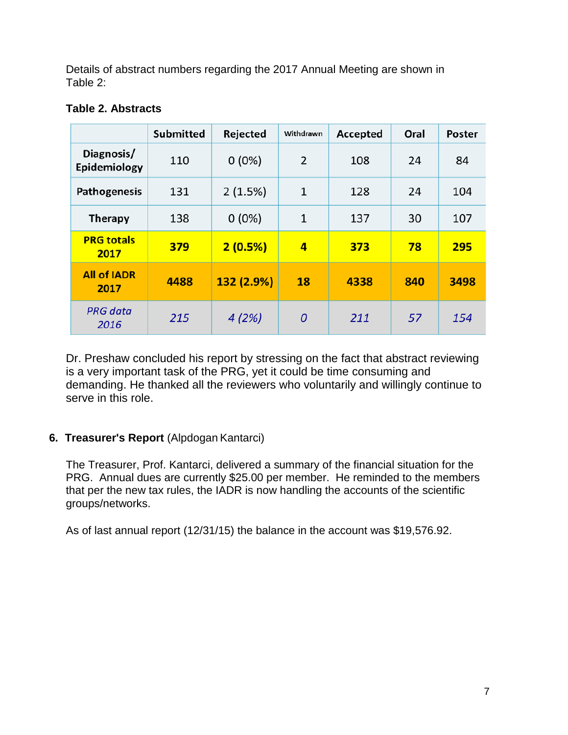Details of abstract numbers regarding the 2017 Annual Meeting are shown in Table 2:

**Table 2. Abstracts**

| | Submitted | Rejected | Withdrawn | Accepted | Oral | Poster |
|---|---|---|---|---|---|---|
| **Diagnosis/ Epidemiology** | 110 | 0 (0%) | 2 | 108 | 24 | 84 |
| **Pathogenesis** | 131 | 2 (1.5%) | 1 | 128 | 24 | 104 |
| **Therapy** | 138 | 0 (0%) | 1 | 137 | 30 | 107 |
| **PRG totals 2017** | **379** | **2 (0.5%)** | **4** | **373** | **78** | **295** |
| **All of IADR 2017** | **4488** | **132 (2.9%)** | **18** | **4338** | **840** | **3498** |
| *PRG data 2016* | *215* | *4 (2%)* | *0* | *211* | *57* | *154* |

Dr. Preshaw concluded his report by stressing on the fact that abstract reviewing is a very important task of the PRG, yet it could be time consuming and demanding. He thanked all the reviewers who voluntarily and willingly continue to serve in this role.

6. **Treasurer's Report** (Alpdogan Kantarci)

The Treasurer, Prof. Kantarci, delivered a summary of the financial situation for the PRG. Annual dues are currently $25.00 per member. He reminded to the members that per the new tax rules, the IADR is now handling the accounts of the scientific groups/networks.

As of last annual report (12/31/15) the balance in the account was $19,576.92.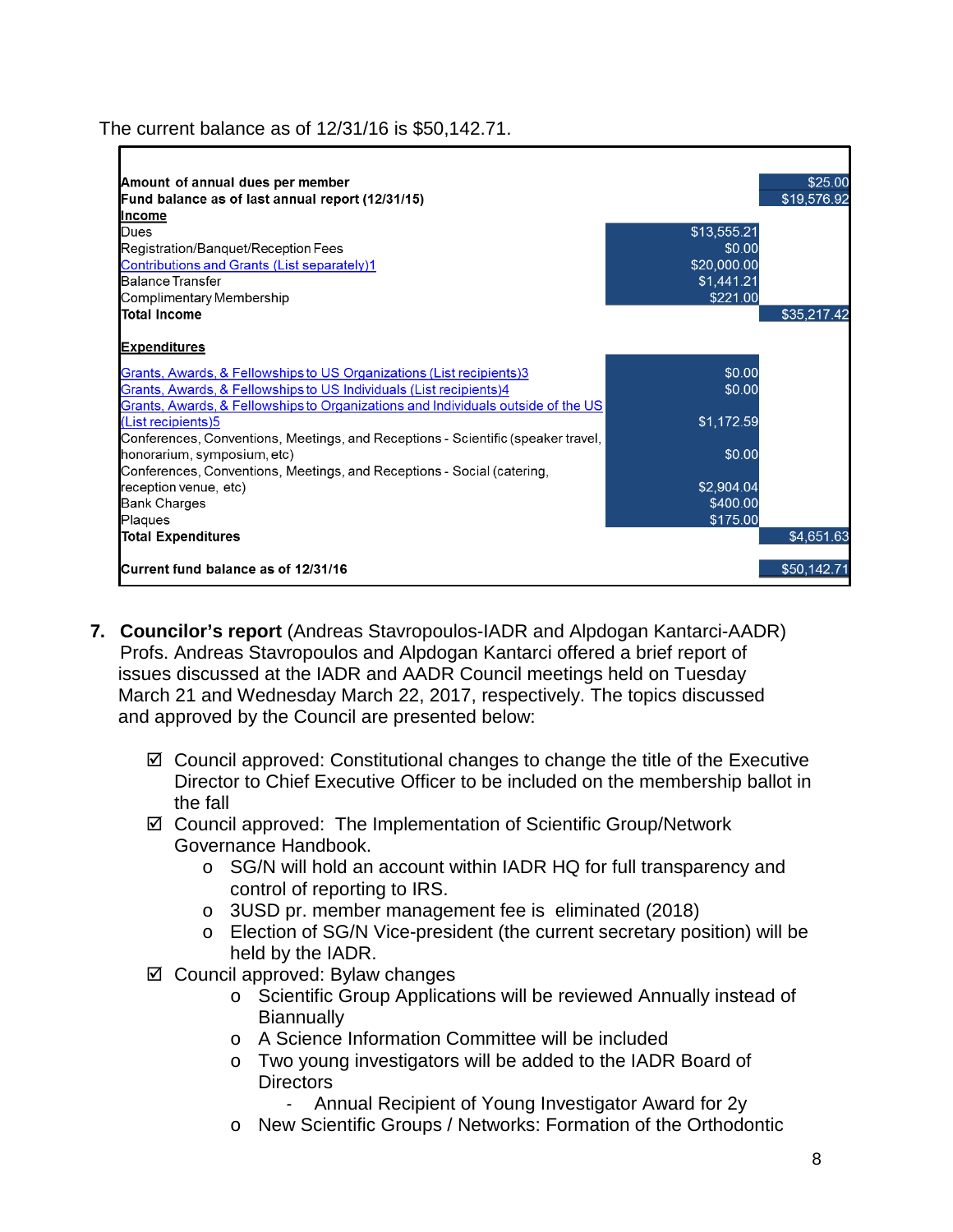The current balance as of 12/31/16 is $50,142.71.

| | | |
|---|---|---|
| **Amount of annual dues per member** | | $25.00 |
| **Fund balance as of last annual report (12/31/15)** | | $19,576.92 |
| **Income** | | |
| Dues | $13,555.21 | |
| Registration/Banquet/Reception Fees | $0.00 | |
| Contributions and Grants (List separately)1 | $20,000.00 | |
| Balance Transfer | $1,441.21 | |
| Complimentary Membership | $221.00 | |
| **Total Income** | | $35,217.42 |
| **Expenditures** | | |
| Grants, Awards, & Fellowships to US Organizations (List recipients)3 | $0.00 | |
| Grants, Awards, & Fellowships to US Individuals (List recipients)4 | $0.00 | |
| Grants, Awards, & Fellowships to Organizations and Individuals outside of the US (List recipients)5 | $1,172.59 | |
| Conferences, Conventions, Meetings, and Receptions - Scientific (speaker travel, honorarium, symposium, etc) | $0.00 | |
| Conferences, Conventions, Meetings, and Receptions - Social (catering, reception venue, etc) | $2,904.04 | |
| Bank Charges | $400.00 | |
| Plaques | $175.00 | |
| **Total Expenditures** | | $4,651.63 |
| **Current fund balance as of 12/31/16** | | $50,142.71 |

7. **Councilor's report** (Andreas Stavropoulos-IADR and Alpdogan Kantarci-AADR)
   Profs. Andreas Stavropoulos and Alpdogan Kantarci offered a brief report of issues discussed at the IADR and AADR Council meetings held on Tuesday March 21 and Wednesday March 22, 2017, respectively. The topics discussed and approved by the Council are presented below:

   - ☑ Council approved: Constitutional changes to change the title of the Executive Director to Chief Executive Officer to be included on the membership ballot in the fall
   - ☑ Council approved: The Implementation of Scientific Group/Network Governance Handbook.
     - SG/N will hold an account within IADR HQ for full transparency and control of reporting to IRS.
     - 3USD pr. member management fee is eliminated (2018)
     - Election of SG/N Vice-president (the current secretary position) will be held by the IADR.
   - ☑ Council approved: Bylaw changes
     - Scientific Group Applications will be reviewed Annually instead of Biannually
     - A Science Information Committee will be included
     - Two young investigators will be added to the IADR Board of Directors
       - Annual Recipient of Young Investigator Award for 2y
     - New Scientific Groups / Networks: Formation of the Orthodontic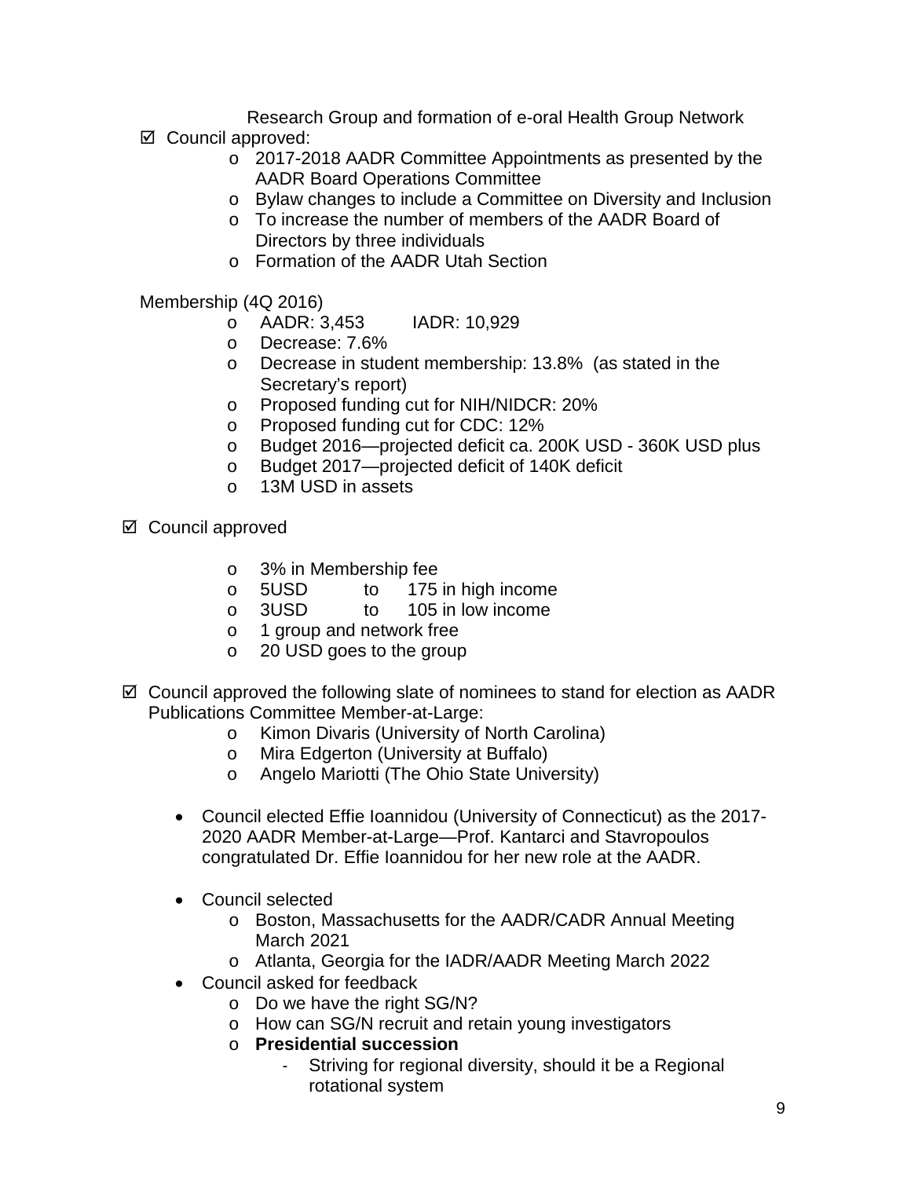Research Group and formation of e-oral Health Group Network

- ☑ Council approved:
  - 2017-2018 AADR Committee Appointments as presented by the AADR Board Operations Committee
  - Bylaw changes to include a Committee on Diversity and Inclusion
  - To increase the number of members of the AADR Board of Directors by three individuals
  - Formation of the AADR Utah Section

Membership (4Q 2016)

- AADR: 3,453 IADR: 10,929
- Decrease: 7.6%
- Decrease in student membership: 13.8% (as stated in the Secretary's report)
- Proposed funding cut for NIH/NIDCR: 20%
- Proposed funding cut for CDC: 12%
- Budget 2016—projected deficit ca. 200K USD - 360K USD plus
- Budget 2017—projected deficit of 140K deficit
- 13M USD in assets

☑ Council approved

- 3% in Membership fee
- 5USD to 175 in high income
- 3USD to 105 in low income
- 1 group and network free
- 20 USD goes to the group

☑ Council approved the following slate of nominees to stand for election as AADR Publications Committee Member-at-Large:

- Kimon Divaris (University of North Carolina)
- Mira Edgerton (University at Buffalo)
- Angelo Mariotti (The Ohio State University)

- Council elected Effie Ioannidou (University of Connecticut) as the 2017-2020 AADR Member-at-Large—Prof. Kantarci and Stavropoulos congratulated Dr. Effie Ioannidou for her new role at the AADR.
- Council selected
  - Boston, Massachusetts for the AADR/CADR Annual Meeting March 2021
  - Atlanta, Georgia for the IADR/AADR Meeting March 2022
- Council asked for feedback
  - Do we have the right SG/N?
  - How can SG/N recruit and retain young investigators
  - **Presidential succession**
    - Striving for regional diversity, should it be a Regional rotational system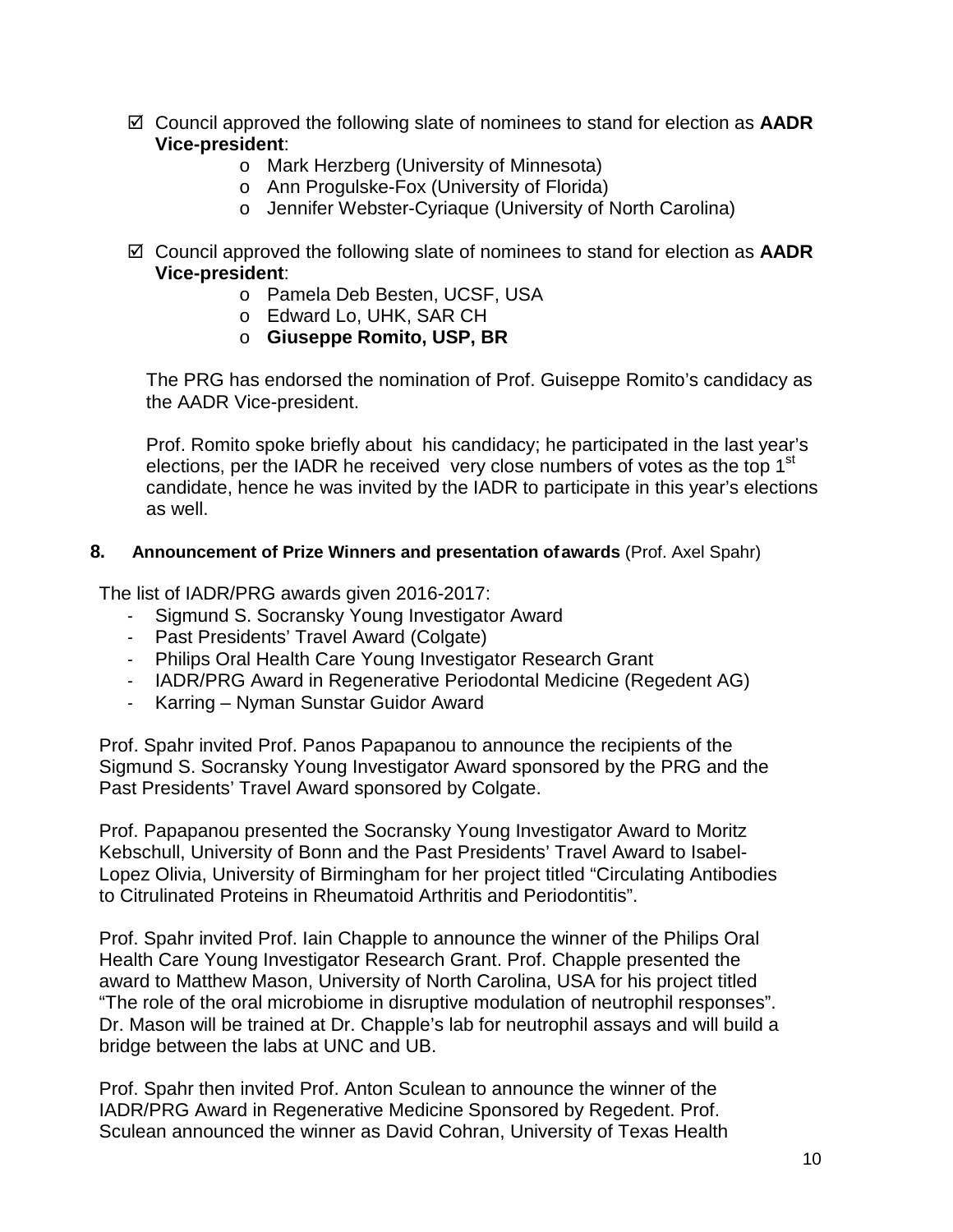- ☑ Council approved the following slate of nominees to stand for election as **AADR Vice-president**:
  - Mark Herzberg (University of Minnesota)
  - Ann Progulske-Fox (University of Florida)
  - Jennifer Webster-Cyriaque (University of North Carolina)

- ☑ Council approved the following slate of nominees to stand for election as **AADR Vice-president**:
  - Pamela Deb Besten, UCSF, USA
  - Edward Lo, UHK, SAR CH
  - **Giuseppe Romito, USP, BR**

  The PRG has endorsed the nomination of Prof. Guiseppe Romito's candidacy as the AADR Vice-president.

  Prof. Romito spoke briefly about his candidacy; he participated in the last year's elections, per the IADR he received very close numbers of votes as the top 1st candidate, hence he was invited by the IADR to participate in this year's elections as well.

**8. Announcement of Prize Winners and presentation of awards** (Prof. Axel Spahr)

The list of IADR/PRG awards given 2016-2017:

- Sigmund S. Socransky Young Investigator Award
- Past Presidents' Travel Award (Colgate)
- Philips Oral Health Care Young Investigator Research Grant
- IADR/PRG Award in Regenerative Periodontal Medicine (Regedent AG)
- Karring – Nyman Sunstar Guidor Award

Prof. Spahr invited Prof. Panos Papapanou to announce the recipients of the Sigmund S. Socransky Young Investigator Award sponsored by the PRG and the Past Presidents' Travel Award sponsored by Colgate.

Prof. Papapanou presented the Socransky Young Investigator Award to Moritz Kebschull, University of Bonn and the Past Presidents' Travel Award to Isabel-Lopez Olivia, University of Birmingham for her project titled "Circulating Antibodies to Citrulinated Proteins in Rheumatoid Arthritis and Periodontitis".

Prof. Spahr invited Prof. Iain Chapple to announce the winner of the Philips Oral Health Care Young Investigator Research Grant. Prof. Chapple presented the award to Matthew Mason, University of North Carolina, USA for his project titled "The role of the oral microbiome in disruptive modulation of neutrophil responses". Dr. Mason will be trained at Dr. Chapple's lab for neutrophil assays and will build a bridge between the labs at UNC and UB.

Prof. Spahr then invited Prof. Anton Sculean to announce the winner of the IADR/PRG Award in Regenerative Medicine Sponsored by Regedent. Prof. Sculean announced the winner as David Cohran, University of Texas Health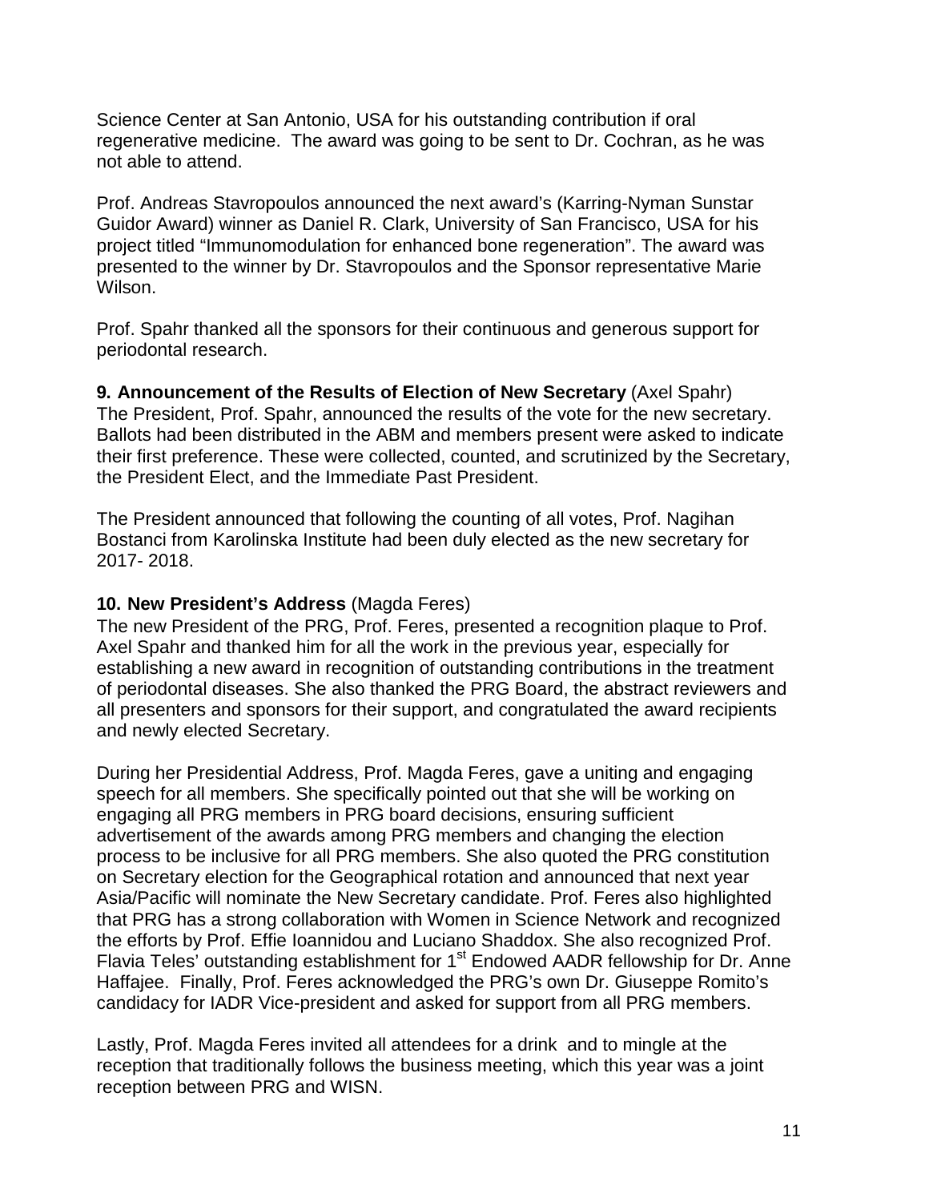Science Center at San Antonio, USA for his outstanding contribution if oral regenerative medicine.  The award was going to be sent to Dr. Cochran, as he was not able to attend.

Prof. Andreas Stavropoulos announced the next award's (Karring-Nyman Sunstar Guidor Award) winner as Daniel R. Clark, University of San Francisco, USA for his project titled "Immunomodulation for enhanced bone regeneration". The award was presented to the winner by Dr. Stavropoulos and the Sponsor representative Marie Wilson.

Prof. Spahr thanked all the sponsors for their continuous and generous support for periodontal research.

**9. Announcement of the Results of Election of New Secretary** (Axel Spahr)
The President, Prof. Spahr, announced the results of the vote for the new secretary. Ballots had been distributed in the ABM and members present were asked to indicate their first preference. These were collected, counted, and scrutinized by the Secretary, the President Elect, and the Immediate Past President.

The President announced that following the counting of all votes, Prof. Nagihan Bostanci from Karolinska Institute had been duly elected as the new secretary for 2017- 2018.

**10. New President's Address** (Magda Feres)
The new President of the PRG, Prof. Feres, presented a recognition plaque to Prof. Axel Spahr and thanked him for all the work in the previous year, especially for establishing a new award in recognition of outstanding contributions in the treatment of periodontal diseases. She also thanked the PRG Board, the abstract reviewers and all presenters and sponsors for their support, and congratulated the award recipients and newly elected Secretary.

During her Presidential Address, Prof. Magda Feres, gave a uniting and engaging speech for all members. She specifically pointed out that she will be working on engaging all PRG members in PRG board decisions, ensuring sufficient advertisement of the awards among PRG members and changing the election process to be inclusive for all PRG members. She also quoted the PRG constitution on Secretary election for the Geographical rotation and announced that next year Asia/Pacific will nominate the New Secretary candidate. Prof. Feres also highlighted that PRG has a strong collaboration with Women in Science Network and recognized the efforts by Prof. Effie Ioannidou and Luciano Shaddox. She also recognized Prof. Flavia Teles' outstanding establishment for 1st Endowed AADR fellowship for Dr. Anne Haffajee.  Finally, Prof. Feres acknowledged the PRG's own Dr. Giuseppe Romito's candidacy for IADR Vice-president and asked for support from all PRG members.

Lastly, Prof. Magda Feres invited all attendees for a drink  and to mingle at the reception that traditionally follows the business meeting, which this year was a joint reception between PRG and WISN.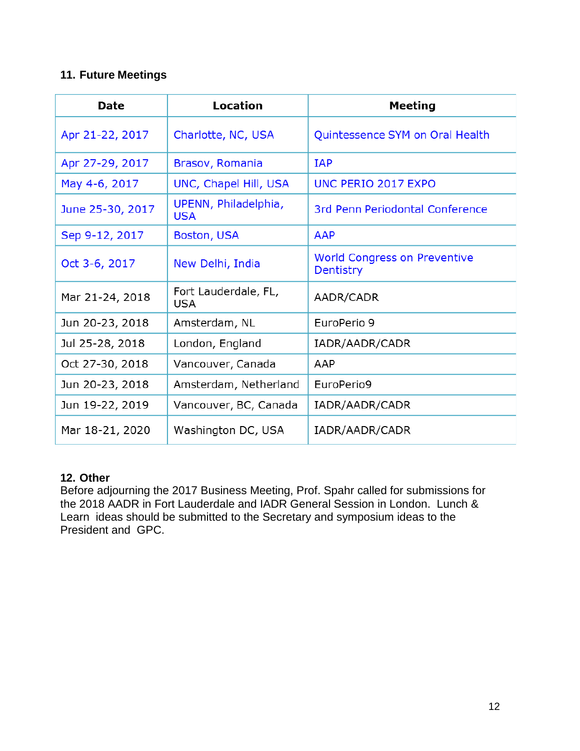## 11. Future Meetings

| Date | Location | Meeting |
|---|---|---|
| Apr 21-22, 2017 | Charlotte, NC, USA | Quintessence SYM on Oral Health |
| Apr 27-29, 2017 | Brasov, Romania | IAP |
| May 4-6, 2017 | UNC, Chapel Hill, USA | UNC PERIO 2017 EXPO |
| June 25-30, 2017 | UPENN, Philadelphia, USA | 3rd Penn Periodontal Conference |
| Sep 9-12, 2017 | Boston, USA | AAP |
| Oct 3-6, 2017 | New Delhi, India | World Congress on Preventive Dentistry |
| Mar 21-24, 2018 | Fort Lauderdale, FL, USA | AADR/CADR |
| Jun 20-23, 2018 | Amsterdam, NL | EuroPerio 9 |
| Jul 25-28, 2018 | London, England | IADR/AADR/CADR |
| Oct 27-30, 2018 | Vancouver, Canada | AAP |
| Jun 20-23, 2018 | Amsterdam, Netherland | EuroPerio9 |
| Jun 19-22, 2019 | Vancouver, BC, Canada | IADR/AADR/CADR |
| Mar 18-21, 2020 | Washington DC, USA | IADR/AADR/CADR |

## 12. Other

Before adjourning the 2017 Business Meeting, Prof. Spahr called for submissions for the 2018 AADR in Fort Lauderdale and IADR General Session in London. Lunch & Learn ideas should be submitted to the Secretary and symposium ideas to the President and GPC.